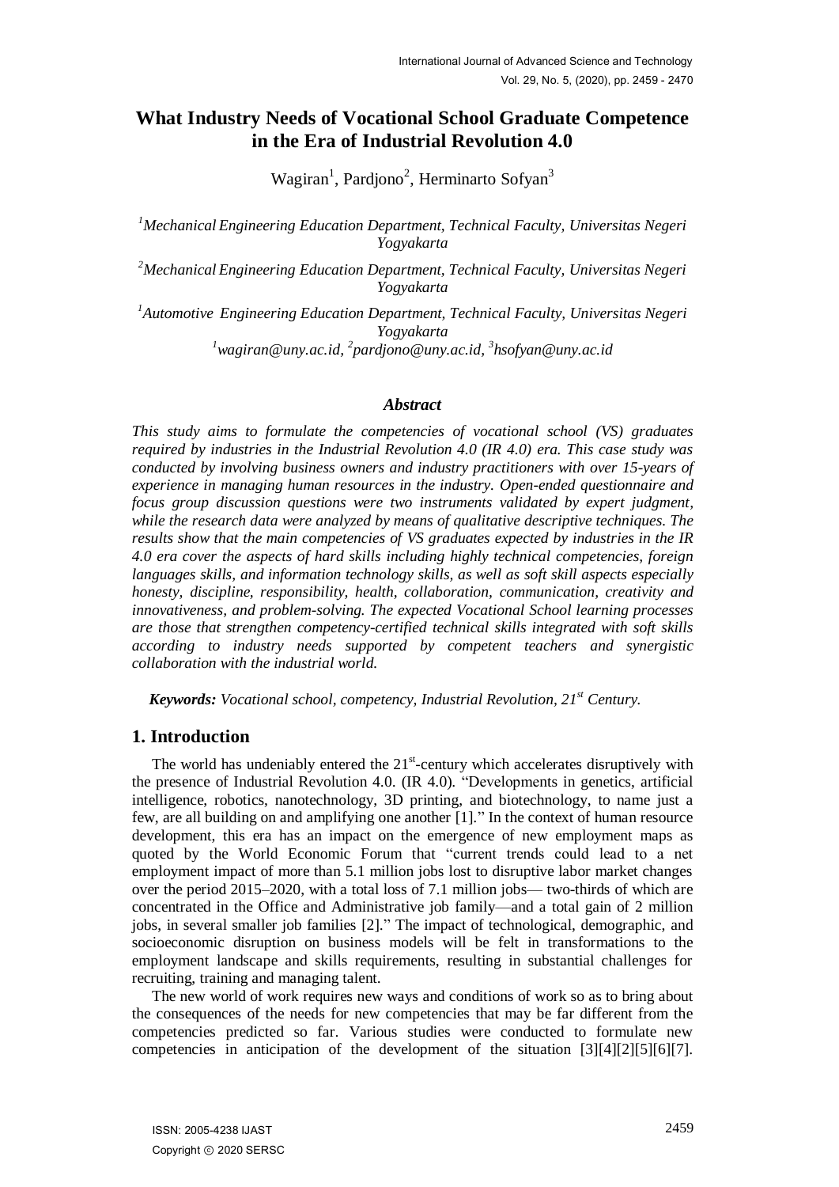# What Industry Needs of Vocational School Graduate Competence in the Era of Industrial Revolution 4.0

Wagiran[1], Pardjono[2], Herminarto Sofyan[3]

[1]*Mechanical Engineering Education Department, Technical Faculty, Universitas Negeri Yogyakarta*

[2]*Mechanical Engineering Education Department, Technical Faculty, Universitas Negeri Yogyakarta*

[1]*Automotive Engineering Education Department, Technical Faculty, Universitas Negeri Yogyakarta*

[1]*wagiran@uny.ac.id,* [2]*pardjono@uny.ac.id,* [3]*hsofyan@uny.ac.id*

### *Abstract*

*This study aims to formulate the competencies of vocational school (VS) graduates required by industries in the Industrial Revolution 4.0 (IR 4.0) era. This case study was conducted by involving business owners and industry practitioners with over 15-years of experience in managing human resources in the industry. Open-ended questionnaire and focus group discussion questions were two instruments validated by expert judgment, while the research data were analyzed by means of qualitative descriptive techniques. The results show that the main competencies of VS graduates expected by industries in the IR 4.0 era cover the aspects of hard skills including highly technical competencies, foreign languages skills, and information technology skills, as well as soft skill aspects especially honesty, discipline, responsibility, health, collaboration, communication, creativity and innovativeness, and problem-solving. The expected Vocational School learning processes are those that strengthen competency-certified technical skills integrated with soft skills according to industry needs supported by competent teachers and synergistic collaboration with the industrial world.*

***Keywords:*** *Vocational school, competency, Industrial Revolution, 21st Century.*

## 1. Introduction

The world has undeniably entered the 21st-century which accelerates disruptively with the presence of Industrial Revolution 4.0. (IR 4.0). "Developments in genetics, artificial intelligence, robotics, nanotechnology, 3D printing, and biotechnology, to name just a few, are all building on and amplifying one another [1]." In the context of human resource development, this era has an impact on the emergence of new employment maps as quoted by the World Economic Forum that "current trends could lead to a net employment impact of more than 5.1 million jobs lost to disruptive labor market changes over the period 2015–2020, with a total loss of 7.1 million jobs— two-thirds of which are concentrated in the Office and Administrative job family—and a total gain of 2 million jobs, in several smaller job families [2]." The impact of technological, demographic, and socioeconomic disruption on business models will be felt in transformations to the employment landscape and skills requirements, resulting in substantial challenges for recruiting, training and managing talent.

The new world of work requires new ways and conditions of work so as to bring about the consequences of the needs for new competencies that may be far different from the competencies predicted so far. Various studies were conducted to formulate new competencies in anticipation of the development of the situation [3][4][2][5][6][7].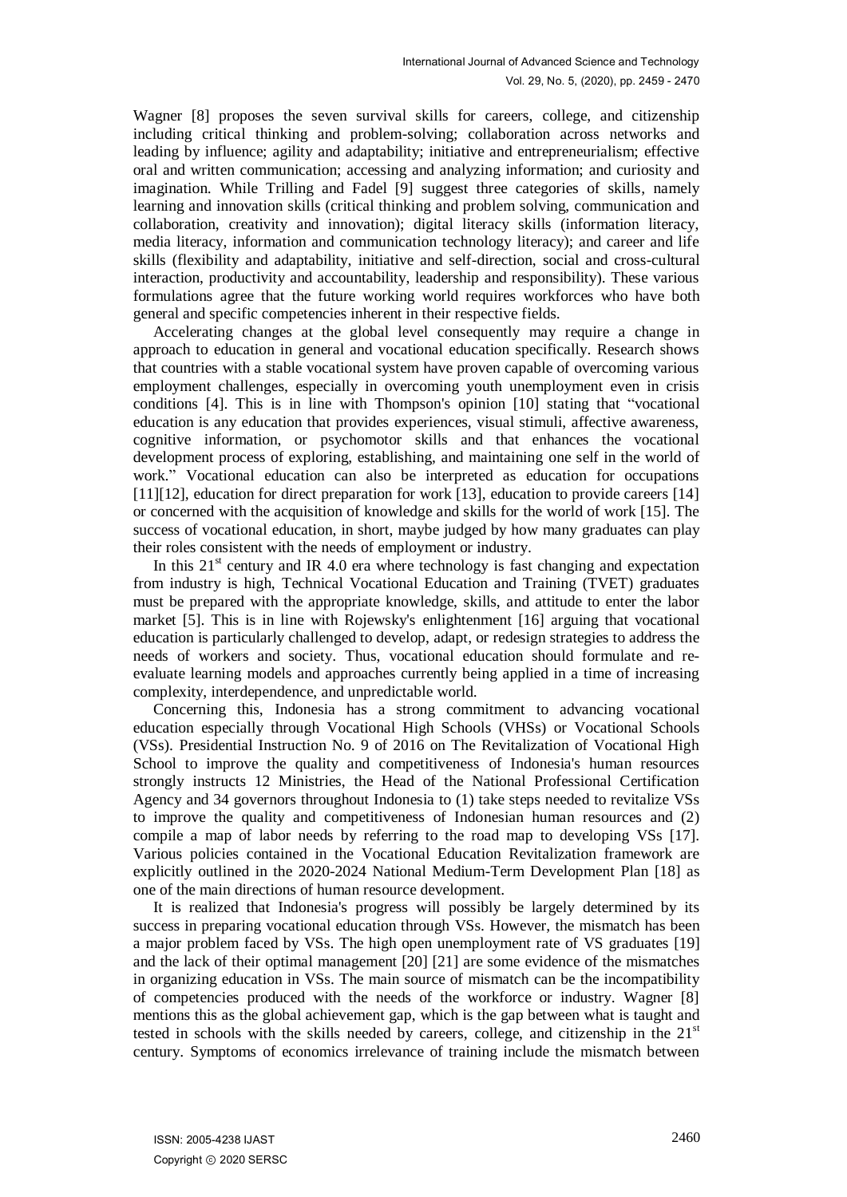Wagner [8] proposes the seven survival skills for careers, college, and citizenship including critical thinking and problem-solving; collaboration across networks and leading by influence; agility and adaptability; initiative and entrepreneurialism; effective oral and written communication; accessing and analyzing information; and curiosity and imagination. While Trilling and Fadel [9] suggest three categories of skills, namely learning and innovation skills (critical thinking and problem solving, communication and collaboration, creativity and innovation); digital literacy skills (information literacy, media literacy, information and communication technology literacy); and career and life skills (flexibility and adaptability, initiative and self-direction, social and cross-cultural interaction, productivity and accountability, leadership and responsibility). These various formulations agree that the future working world requires workforces who have both general and specific competencies inherent in their respective fields.

Accelerating changes at the global level consequently may require a change in approach to education in general and vocational education specifically. Research shows that countries with a stable vocational system have proven capable of overcoming various employment challenges, especially in overcoming youth unemployment even in crisis conditions [4]. This is in line with Thompson's opinion [10] stating that "vocational education is any education that provides experiences, visual stimuli, affective awareness, cognitive information, or psychomotor skills and that enhances the vocational development process of exploring, establishing, and maintaining one self in the world of work." Vocational education can also be interpreted as education for occupations [11][12], education for direct preparation for work [13], education to provide careers [14] or concerned with the acquisition of knowledge and skills for the world of work [15]. The success of vocational education, in short, maybe judged by how many graduates can play their roles consistent with the needs of employment or industry.

In this 21st century and IR 4.0 era where technology is fast changing and expectation from industry is high, Technical Vocational Education and Training (TVET) graduates must be prepared with the appropriate knowledge, skills, and attitude to enter the labor market [5]. This is in line with Rojewsky's enlightenment [16] arguing that vocational education is particularly challenged to develop, adapt, or redesign strategies to address the needs of workers and society. Thus, vocational education should formulate and re-evaluate learning models and approaches currently being applied in a time of increasing complexity, interdependence, and unpredictable world.

Concerning this, Indonesia has a strong commitment to advancing vocational education especially through Vocational High Schools (VHSs) or Vocational Schools (VSs). Presidential Instruction No. 9 of 2016 on The Revitalization of Vocational High School to improve the quality and competitiveness of Indonesia's human resources strongly instructs 12 Ministries, the Head of the National Professional Certification Agency and 34 governors throughout Indonesia to (1) take steps needed to revitalize VSs to improve the quality and competitiveness of Indonesian human resources and (2) compile a map of labor needs by referring to the road map to developing VSs [17]. Various policies contained in the Vocational Education Revitalization framework are explicitly outlined in the 2020-2024 National Medium-Term Development Plan [18] as one of the main directions of human resource development.

It is realized that Indonesia's progress will possibly be largely determined by its success in preparing vocational education through VSs. However, the mismatch has been a major problem faced by VSs. The high open unemployment rate of VS graduates [19] and the lack of their optimal management [20] [21] are some evidence of the mismatches in organizing education in VSs. The main source of mismatch can be the incompatibility of competencies produced with the needs of the workforce or industry. Wagner [8] mentions this as the global achievement gap, which is the gap between what is taught and tested in schools with the skills needed by careers, college, and citizenship in the 21st century. Symptoms of economics irrelevance of training include the mismatch between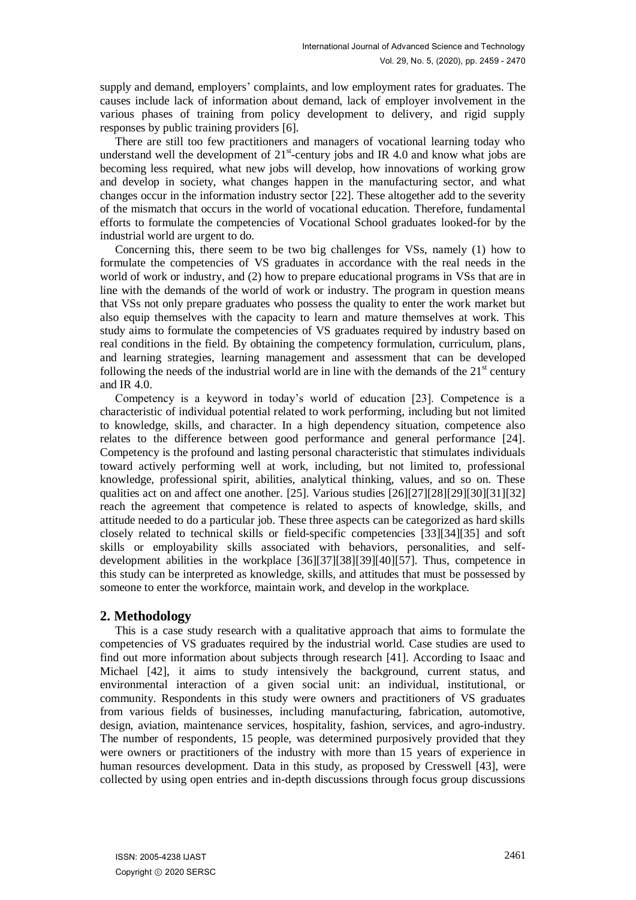supply and demand, employers' complaints, and low employment rates for graduates. The causes include lack of information about demand, lack of employer involvement in the various phases of training from policy development to delivery, and rigid supply responses by public training providers [6].

There are still too few practitioners and managers of vocational learning today who understand well the development of 21[st]-century jobs and IR 4.0 and know what jobs are becoming less required, what new jobs will develop, how innovations of working grow and develop in society, what changes happen in the manufacturing sector, and what changes occur in the information industry sector [22]. These altogether add to the severity of the mismatch that occurs in the world of vocational education. Therefore, fundamental efforts to formulate the competencies of Vocational School graduates looked-for by the industrial world are urgent to do.

Concerning this, there seem to be two big challenges for VSs, namely (1) how to formulate the competencies of VS graduates in accordance with the real needs in the world of work or industry, and (2) how to prepare educational programs in VSs that are in line with the demands of the world of work or industry. The program in question means that VSs not only prepare graduates who possess the quality to enter the work market but also equip themselves with the capacity to learn and mature themselves at work. This study aims to formulate the competencies of VS graduates required by industry based on real conditions in the field. By obtaining the competency formulation, curriculum, plans, and learning strategies, learning management and assessment that can be developed following the needs of the industrial world are in line with the demands of the 21[st] century and IR 4.0.

Competency is a keyword in today's world of education [23]. Competence is a characteristic of individual potential related to work performing, including but not limited to knowledge, skills, and character. In a high dependency situation, competence also relates to the difference between good performance and general performance [24]. Competency is the profound and lasting personal characteristic that stimulates individuals toward actively performing well at work, including, but not limited to, professional knowledge, professional spirit, abilities, analytical thinking, values, and so on. These qualities act on and affect one another. [25]. Various studies [26][27][28][29][30][31][32] reach the agreement that competence is related to aspects of knowledge, skills, and attitude needed to do a particular job. These three aspects can be categorized as hard skills closely related to technical skills or field-specific competencies [33][34][35] and soft skills or employability skills associated with behaviors, personalities, and self-development abilities in the workplace [36][37][38][39][40][57]. Thus, competence in this study can be interpreted as knowledge, skills, and attitudes that must be possessed by someone to enter the workforce, maintain work, and develop in the workplace.

## 2. Methodology

This is a case study research with a qualitative approach that aims to formulate the competencies of VS graduates required by the industrial world. Case studies are used to find out more information about subjects through research [41]. According to Isaac and Michael [42], it aims to study intensively the background, current status, and environmental interaction of a given social unit: an individual, institutional, or community. Respondents in this study were owners and practitioners of VS graduates from various fields of businesses, including manufacturing, fabrication, automotive, design, aviation, maintenance services, hospitality, fashion, services, and agro-industry. The number of respondents, 15 people, was determined purposively provided that they were owners or practitioners of the industry with more than 15 years of experience in human resources development. Data in this study, as proposed by Cresswell [43], were collected by using open entries and in-depth discussions through focus group discussions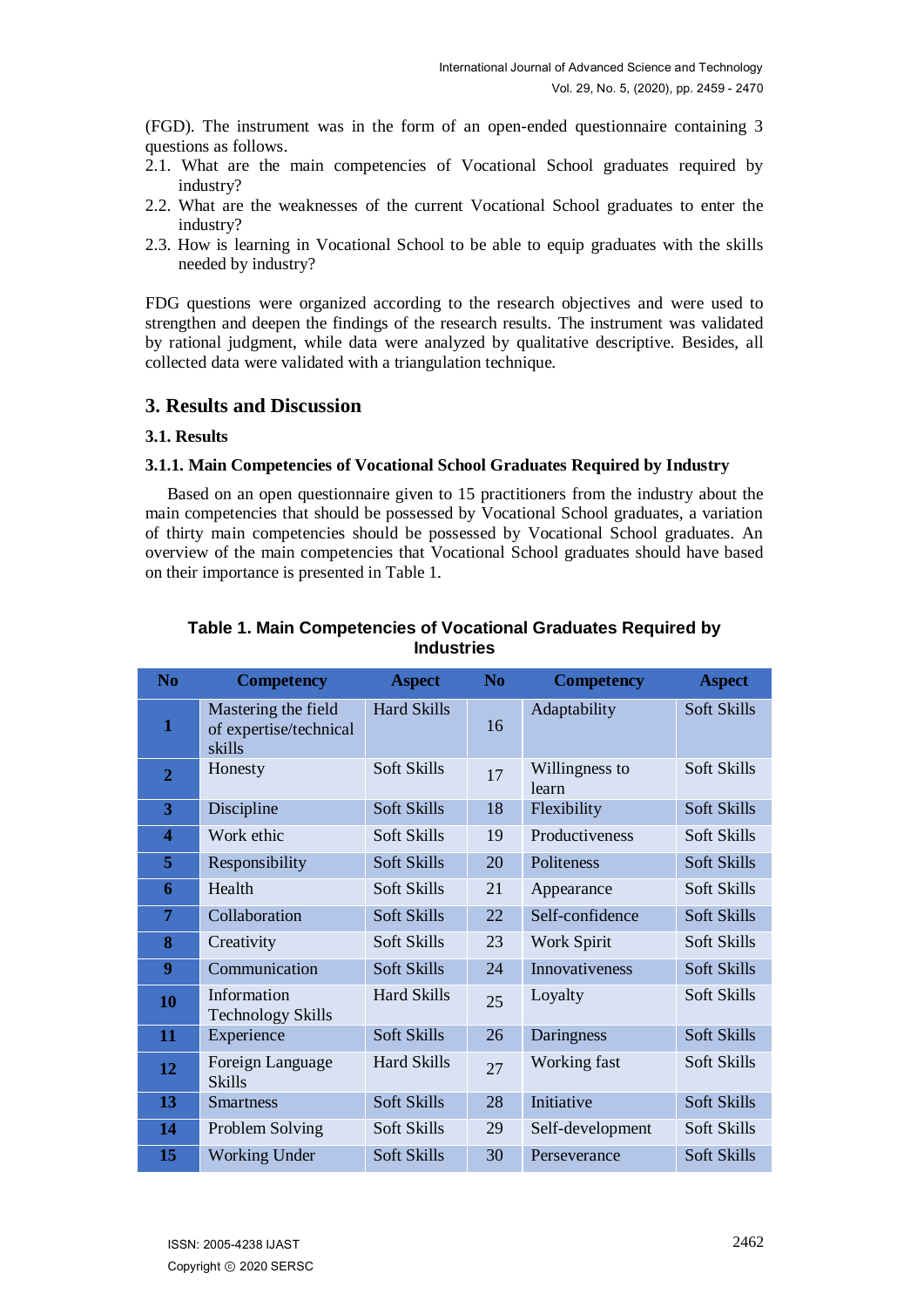(FGD). The instrument was in the form of an open-ended questionnaire containing 3 questions as follows.

2.1. What are the main competencies of Vocational School graduates required by industry?
2.2. What are the weaknesses of the current Vocational School graduates to enter the industry?
2.3. How is learning in Vocational School to be able to equip graduates with the skills needed by industry?

FDG questions were organized according to the research objectives and were used to strengthen and deepen the findings of the research results. The instrument was validated by rational judgment, while data were analyzed by qualitative descriptive. Besides, all collected data were validated with a triangulation technique.

## 3. Results and Discussion

### 3.1. Results

#### 3.1.1. Main Competencies of Vocational School Graduates Required by Industry

Based on an open questionnaire given to 15 practitioners from the industry about the main competencies that should be possessed by Vocational School graduates, a variation of thirty main competencies should be possessed by Vocational School graduates. An overview of the main competencies that Vocational School graduates should have based on their importance is presented in Table 1.

**Table 1. Main Competencies of Vocational Graduates Required by Industries**

| No | Competency | Aspect | No | Competency | Aspect |
|---|---|---|---|---|---|
| **1** | Mastering the field of expertise/technical skills | Hard Skills | 16 | Adaptability | Soft Skills |
| **2** | Honesty | Soft Skills | 17 | Willingness to learn | Soft Skills |
| **3** | Discipline | Soft Skills | 18 | Flexibility | Soft Skills |
| **4** | Work ethic | Soft Skills | 19 | Productiveness | Soft Skills |
| **5** | Responsibility | Soft Skills | 20 | Politeness | Soft Skills |
| **6** | Health | Soft Skills | 21 | Appearance | Soft Skills |
| **7** | Collaboration | Soft Skills | 22 | Self-confidence | Soft Skills |
| **8** | Creativity | Soft Skills | 23 | Work Spirit | Soft Skills |
| **9** | Communication | Soft Skills | 24 | Innovativeness | Soft Skills |
| **10** | Information Technology Skills | Hard Skills | 25 | Loyalty | Soft Skills |
| **11** | Experience | Soft Skills | 26 | Daringness | Soft Skills |
| **12** | Foreign Language Skills | Hard Skills | 27 | Working fast | Soft Skills |
| **13** | Smartness | Soft Skills | 28 | Initiative | Soft Skills |
| **14** | Problem Solving | Soft Skills | 29 | Self-development | Soft Skills |
| **15** | Working Under | Soft Skills | 30 | Perseverance | Soft Skills |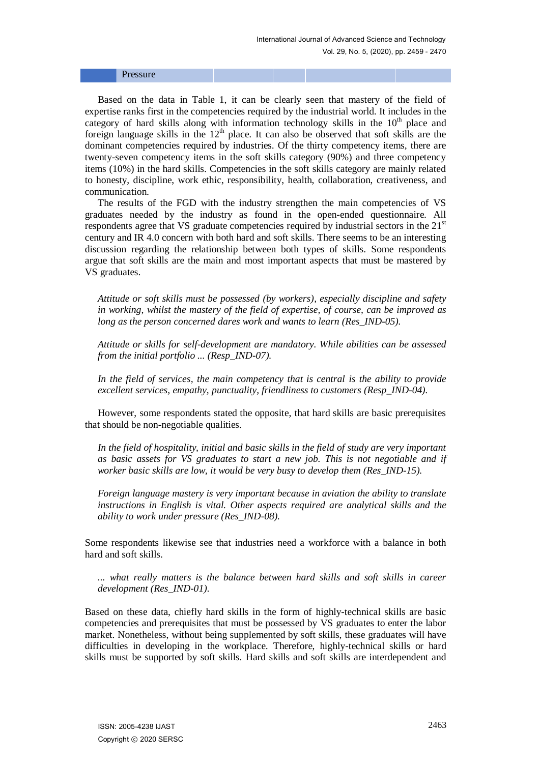| | Pressure | | | | |
|---|---|---|---|---|---|

Based on the data in Table 1, it can be clearly seen that mastery of the field of expertise ranks first in the competencies required by the industrial world. It includes in the category of hard skills along with information technology skills in the 10th place and foreign language skills in the 12th place. It can also be observed that soft skills are the dominant competencies required by industries. Of the thirty competency items, there are twenty-seven competency items in the soft skills category (90%) and three competency items (10%) in the hard skills. Competencies in the soft skills category are mainly related to honesty, discipline, work ethic, responsibility, health, collaboration, creativeness, and communication.

The results of the FGD with the industry strengthen the main competencies of VS graduates needed by the industry as found in the open-ended questionnaire. All respondents agree that VS graduate competencies required by industrial sectors in the 21st century and IR 4.0 concern with both hard and soft skills. There seems to be an interesting discussion regarding the relationship between both types of skills. Some respondents argue that soft skills are the main and most important aspects that must be mastered by VS graduates.

*Attitude or soft skills must be possessed (by workers), especially discipline and safety in working, whilst the mastery of the field of expertise, of course, can be improved as long as the person concerned dares work and wants to learn (Res_IND-05).*

*Attitude or skills for self-development are mandatory. While abilities can be assessed from the initial portfolio ... (Resp_IND-07).*

*In the field of services, the main competency that is central is the ability to provide excellent services, empathy, punctuality, friendliness to customers (Resp_IND-04).*

However, some respondents stated the opposite, that hard skills are basic prerequisites that should be non-negotiable qualities.

*In the field of hospitality, initial and basic skills in the field of study are very important as basic assets for VS graduates to start a new job. This is not negotiable and if worker basic skills are low, it would be very busy to develop them (Res_IND-15).*

*Foreign language mastery is very important because in aviation the ability to translate instructions in English is vital. Other aspects required are analytical skills and the ability to work under pressure (Res_IND-08).*

Some respondents likewise see that industries need a workforce with a balance in both hard and soft skills.

*... what really matters is the balance between hard skills and soft skills in career development (Res_IND-01).*

Based on these data, chiefly hard skills in the form of highly-technical skills are basic competencies and prerequisites that must be possessed by VS graduates to enter the labor market. Nonetheless, without being supplemented by soft skills, these graduates will have difficulties in developing in the workplace. Therefore, highly-technical skills or hard skills must be supported by soft skills. Hard skills and soft skills are interdependent and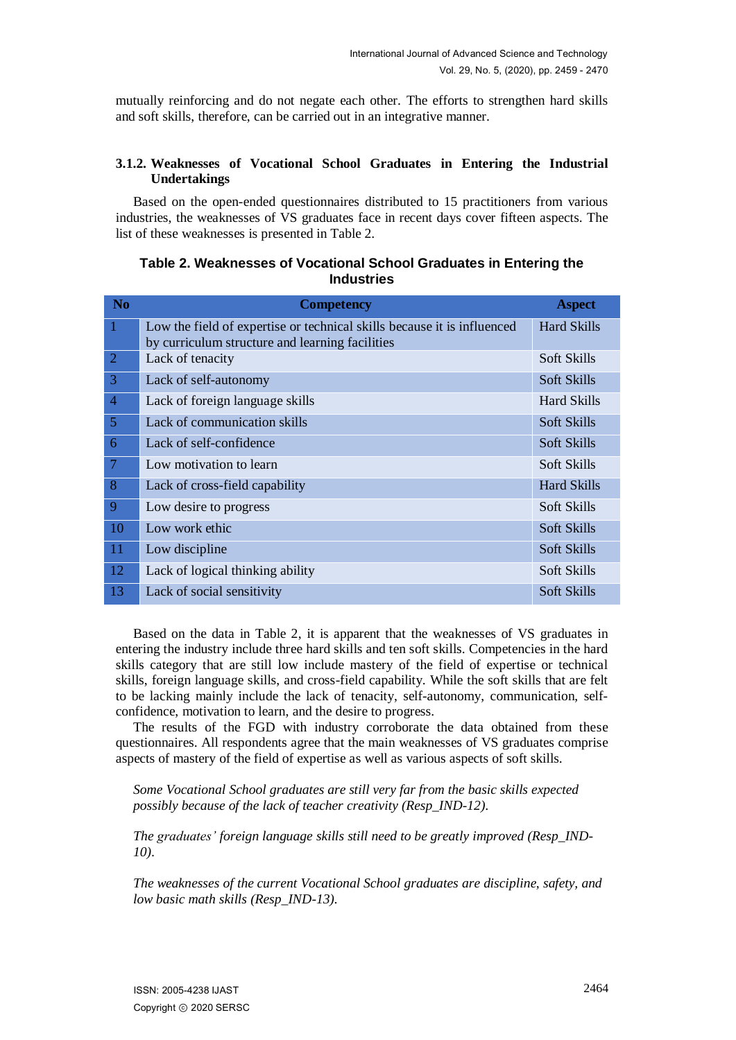mutually reinforcing and do not negate each other. The efforts to strengthen hard skills and soft skills, therefore, can be carried out in an integrative manner.

### 3.1.2. Weaknesses of Vocational School Graduates in Entering the Industrial Undertakings

Based on the open-ended questionnaires distributed to 15 practitioners from various industries, the weaknesses of VS graduates face in recent days cover fifteen aspects. The list of these weaknesses is presented in Table 2.

**Table 2. Weaknesses of Vocational School Graduates in Entering the Industries**

| No | Competency | Aspect |
|---|---|---|
| 1 | Low the field of expertise or technical skills because it is influenced by curriculum structure and learning facilities | Hard Skills |
| 2 | Lack of tenacity | Soft Skills |
| 3 | Lack of self-autonomy | Soft Skills |
| 4 | Lack of foreign language skills | Hard Skills |
| 5 | Lack of communication skills | Soft Skills |
| 6 | Lack of self-confidence | Soft Skills |
| 7 | Low motivation to learn | Soft Skills |
| 8 | Lack of cross-field capability | Hard Skills |
| 9 | Low desire to progress | Soft Skills |
| 10 | Low work ethic | Soft Skills |
| 11 | Low discipline | Soft Skills |
| 12 | Lack of logical thinking ability | Soft Skills |
| 13 | Lack of social sensitivity | Soft Skills |

Based on the data in Table 2, it is apparent that the weaknesses of VS graduates in entering the industry include three hard skills and ten soft skills. Competencies in the hard skills category that are still low include mastery of the field of expertise or technical skills, foreign language skills, and cross-field capability. While the soft skills that are felt to be lacking mainly include the lack of tenacity, self-autonomy, communication, self-confidence, motivation to learn, and the desire to progress.

The results of the FGD with industry corroborate the data obtained from these questionnaires. All respondents agree that the main weaknesses of VS graduates comprise aspects of mastery of the field of expertise as well as various aspects of soft skills.

*Some Vocational School graduates are still very far from the basic skills expected possibly because of the lack of teacher creativity (Resp_IND-12).*

*The graduates' foreign language skills still need to be greatly improved (Resp_IND-10).*

*The weaknesses of the current Vocational School graduates are discipline, safety, and low basic math skills (Resp_IND-13).*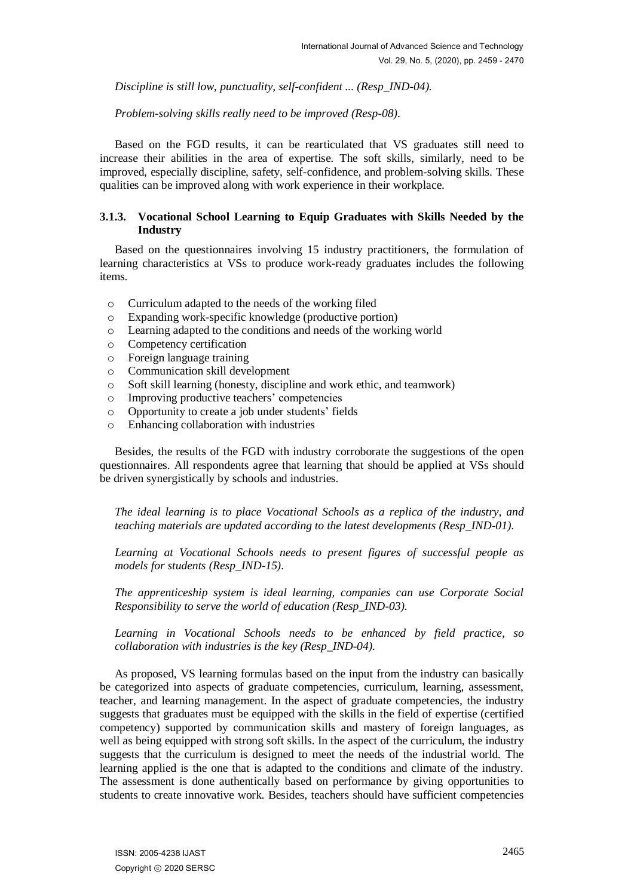*Discipline is still low, punctuality, self-confident ... (Resp_IND-04).*

*Problem-solving skills really need to be improved (Resp-08).*

Based on the FGD results, it can be rearticulated that VS graduates still need to increase their abilities in the area of expertise. The soft skills, similarly, need to be improved, especially discipline, safety, self-confidence, and problem-solving skills. These qualities can be improved along with work experience in their workplace.

#### 3.1.3. Vocational School Learning to Equip Graduates with Skills Needed by the Industry

Based on the questionnaires involving 15 industry practitioners, the formulation of learning characteristics at VSs to produce work-ready graduates includes the following items.

- Curriculum adapted to the needs of the working filed
- Expanding work-specific knowledge (productive portion)
- Learning adapted to the conditions and needs of the working world
- Competency certification
- Foreign language training
- Communication skill development
- Soft skill learning (honesty, discipline and work ethic, and teamwork)
- Improving productive teachers' competencies
- Opportunity to create a job under students' fields
- Enhancing collaboration with industries

Besides, the results of the FGD with industry corroborate the suggestions of the open questionnaires. All respondents agree that learning that should be applied at VSs should be driven synergistically by schools and industries.

*The ideal learning is to place Vocational Schools as a replica of the industry, and teaching materials are updated according to the latest developments (Resp_IND-01).*

*Learning at Vocational Schools needs to present figures of successful people as models for students (Resp_IND-15).*

*The apprenticeship system is ideal learning, companies can use Corporate Social Responsibility to serve the world of education (Resp_IND-03).*

*Learning in Vocational Schools needs to be enhanced by field practice, so collaboration with industries is the key (Resp_IND-04).*

As proposed, VS learning formulas based on the input from the industry can basically be categorized into aspects of graduate competencies, curriculum, learning, assessment, teacher, and learning management. In the aspect of graduate competencies, the industry suggests that graduates must be equipped with the skills in the field of expertise (certified competency) supported by communication skills and mastery of foreign languages, as well as being equipped with strong soft skills. In the aspect of the curriculum, the industry suggests that the curriculum is designed to meet the needs of the industrial world. The learning applied is the one that is adapted to the conditions and climate of the industry. The assessment is done authentically based on performance by giving opportunities to students to create innovative work. Besides, teachers should have sufficient competencies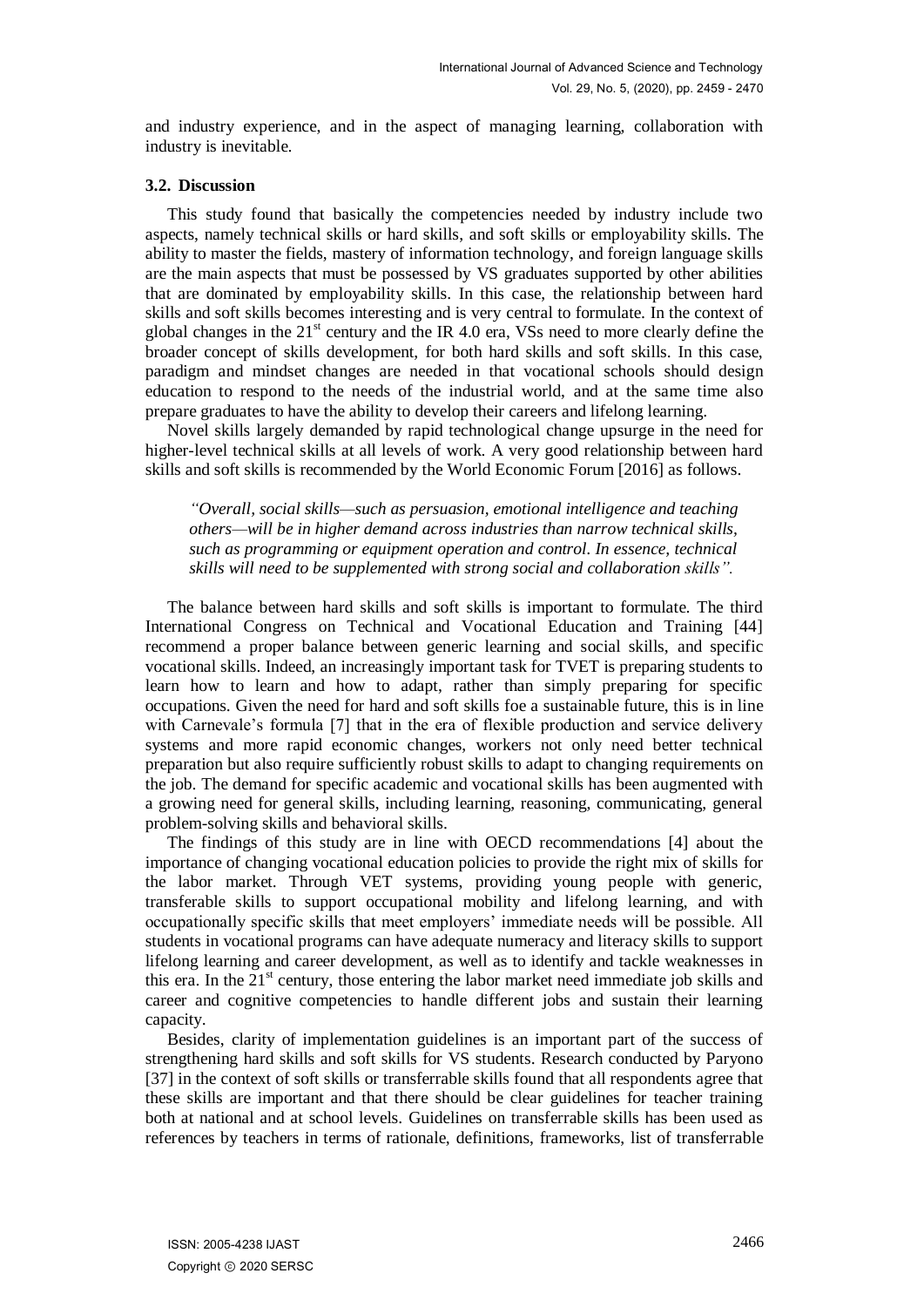and industry experience, and in the aspect of managing learning, collaboration with industry is inevitable.

### 3.2. Discussion

This study found that basically the competencies needed by industry include two aspects, namely technical skills or hard skills, and soft skills or employability skills. The ability to master the fields, mastery of information technology, and foreign language skills are the main aspects that must be possessed by VS graduates supported by other abilities that are dominated by employability skills. In this case, the relationship between hard skills and soft skills becomes interesting and is very central to formulate. In the context of global changes in the 21st century and the IR 4.0 era, VSs need to more clearly define the broader concept of skills development, for both hard skills and soft skills. In this case, paradigm and mindset changes are needed in that vocational schools should design education to respond to the needs of the industrial world, and at the same time also prepare graduates to have the ability to develop their careers and lifelong learning.

Novel skills largely demanded by rapid technological change upsurge in the need for higher-level technical skills at all levels of work. A very good relationship between hard skills and soft skills is recommended by the World Economic Forum [2016] as follows.

> *"Overall, social skills—such as persuasion, emotional intelligence and teaching others—will be in higher demand across industries than narrow technical skills, such as programming or equipment operation and control. In essence, technical skills will need to be supplemented with strong social and collaboration skills".*

The balance between hard skills and soft skills is important to formulate. The third International Congress on Technical and Vocational Education and Training [44] recommend a proper balance between generic learning and social skills, and specific vocational skills. Indeed, an increasingly important task for TVET is preparing students to learn how to learn and how to adapt, rather than simply preparing for specific occupations. Given the need for hard and soft skills foe a sustainable future, this is in line with Carnevale's formula [7] that in the era of flexible production and service delivery systems and more rapid economic changes, workers not only need better technical preparation but also require sufficiently robust skills to adapt to changing requirements on the job. The demand for specific academic and vocational skills has been augmented with a growing need for general skills, including learning, reasoning, communicating, general problem-solving skills and behavioral skills.

The findings of this study are in line with OECD recommendations [4] about the importance of changing vocational education policies to provide the right mix of skills for the labor market. Through VET systems, providing young people with generic, transferable skills to support occupational mobility and lifelong learning, and with occupationally specific skills that meet employers' immediate needs will be possible. All students in vocational programs can have adequate numeracy and literacy skills to support lifelong learning and career development, as well as to identify and tackle weaknesses in this era. In the 21st century, those entering the labor market need immediate job skills and career and cognitive competencies to handle different jobs and sustain their learning capacity.

Besides, clarity of implementation guidelines is an important part of the success of strengthening hard skills and soft skills for VS students. Research conducted by Paryono [37] in the context of soft skills or transferrable skills found that all respondents agree that these skills are important and that there should be clear guidelines for teacher training both at national and at school levels. Guidelines on transferrable skills has been used as references by teachers in terms of rationale, definitions, frameworks, list of transferrable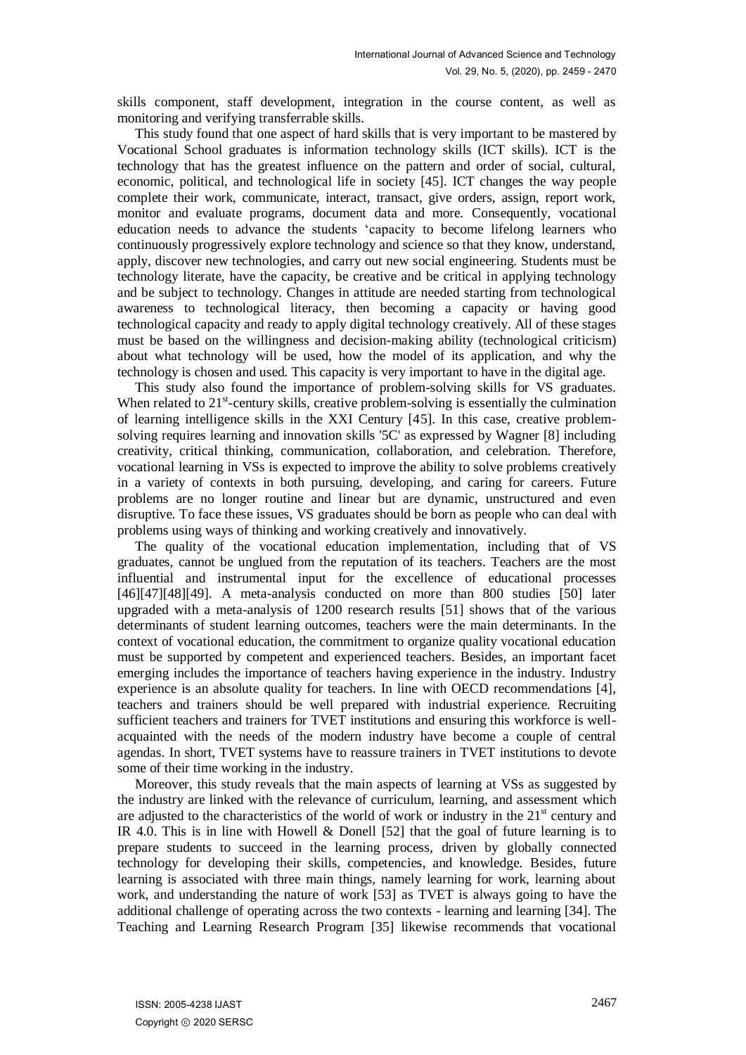skills component, staff development, integration in the course content, as well as monitoring and verifying transferrable skills.

This study found that one aspect of hard skills that is very important to be mastered by Vocational School graduates is information technology skills (ICT skills). ICT is the technology that has the greatest influence on the pattern and order of social, cultural, economic, political, and technological life in society [45]. ICT changes the way people complete their work, communicate, interact, transact, give orders, assign, report work, monitor and evaluate programs, document data and more. Consequently, vocational education needs to advance the students 'capacity to become lifelong learners who continuously progressively explore technology and science so that they know, understand, apply, discover new technologies, and carry out new social engineering. Students must be technology literate, have the capacity, be creative and be critical in applying technology and be subject to technology. Changes in attitude are needed starting from technological awareness to technological literacy, then becoming a capacity or having good technological capacity and ready to apply digital technology creatively. All of these stages must be based on the willingness and decision-making ability (technological criticism) about what technology will be used, how the model of its application, and why the technology is chosen and used. This capacity is very important to have in the digital age.

This study also found the importance of problem-solving skills for VS graduates. When related to 21st-century skills, creative problem-solving is essentially the culmination of learning intelligence skills in the XXI Century [45]. In this case, creative problem-solving requires learning and innovation skills '5C' as expressed by Wagner [8] including creativity, critical thinking, communication, collaboration, and celebration. Therefore, vocational learning in VSs is expected to improve the ability to solve problems creatively in a variety of contexts in both pursuing, developing, and caring for careers. Future problems are no longer routine and linear but are dynamic, unstructured and even disruptive. To face these issues, VS graduates should be born as people who can deal with problems using ways of thinking and working creatively and innovatively.

The quality of the vocational education implementation, including that of VS graduates, cannot be unglued from the reputation of its teachers. Teachers are the most influential and instrumental input for the excellence of educational processes [46][47][48][49]. A meta-analysis conducted on more than 800 studies [50] later upgraded with a meta-analysis of 1200 research results [51] shows that of the various determinants of student learning outcomes, teachers were the main determinants. In the context of vocational education, the commitment to organize quality vocational education must be supported by competent and experienced teachers. Besides, an important facet emerging includes the importance of teachers having experience in the industry. Industry experience is an absolute quality for teachers. In line with OECD recommendations [4], teachers and trainers should be well prepared with industrial experience. Recruiting sufficient teachers and trainers for TVET institutions and ensuring this workforce is well-acquainted with the needs of the modern industry have become a couple of central agendas. In short, TVET systems have to reassure trainers in TVET institutions to devote some of their time working in the industry.

Moreover, this study reveals that the main aspects of learning at VSs as suggested by the industry are linked with the relevance of curriculum, learning, and assessment which are adjusted to the characteristics of the world of work or industry in the 21st century and IR 4.0. This is in line with Howell & Donell [52] that the goal of future learning is to prepare students to succeed in the learning process, driven by globally connected technology for developing their skills, competencies, and knowledge. Besides, future learning is associated with three main things, namely learning for work, learning about work, and understanding the nature of work [53] as TVET is always going to have the additional challenge of operating across the two contexts - learning and learning [34]. The Teaching and Learning Research Program [35] likewise recommends that vocational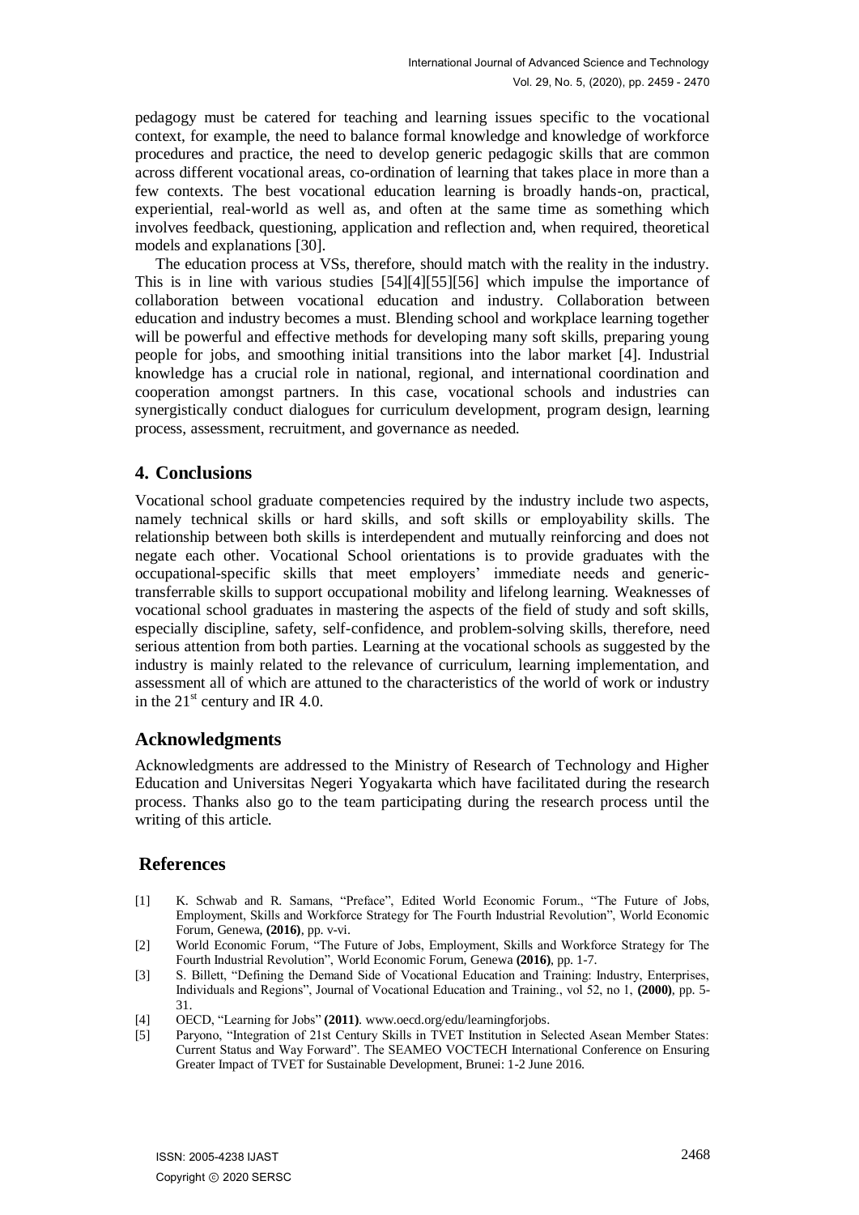pedagogy must be catered for teaching and learning issues specific to the vocational context, for example, the need to balance formal knowledge and knowledge of workforce procedures and practice, the need to develop generic pedagogic skills that are common across different vocational areas, co-ordination of learning that takes place in more than a few contexts. The best vocational education learning is broadly hands-on, practical, experiential, real-world as well as, and often at the same time as something which involves feedback, questioning, application and reflection and, when required, theoretical models and explanations [30].

The education process at VSs, therefore, should match with the reality in the industry. This is in line with various studies [54][4][55][56] which impulse the importance of collaboration between vocational education and industry. Collaboration between education and industry becomes a must. Blending school and workplace learning together will be powerful and effective methods for developing many soft skills, preparing young people for jobs, and smoothing initial transitions into the labor market [4]. Industrial knowledge has a crucial role in national, regional, and international coordination and cooperation amongst partners. In this case, vocational schools and industries can synergistically conduct dialogues for curriculum development, program design, learning process, assessment, recruitment, and governance as needed.

## 4. Conclusions

Vocational school graduate competencies required by the industry include two aspects, namely technical skills or hard skills, and soft skills or employability skills. The relationship between both skills is interdependent and mutually reinforcing and does not negate each other. Vocational School orientations is to provide graduates with the occupational-specific skills that meet employers' immediate needs and generic-transferrable skills to support occupational mobility and lifelong learning. Weaknesses of vocational school graduates in mastering the aspects of the field of study and soft skills, especially discipline, safety, self-confidence, and problem-solving skills, therefore, need serious attention from both parties. Learning at the vocational schools as suggested by the industry is mainly related to the relevance of curriculum, learning implementation, and assessment all of which are attuned to the characteristics of the world of work or industry in the 21st century and IR 4.0.

## Acknowledgments

Acknowledgments are addressed to the Ministry of Research of Technology and Higher Education and Universitas Negeri Yogyakarta which have facilitated during the research process. Thanks also go to the team participating during the research process until the writing of this article.

## References

[1] K. Schwab and R. Samans, "Preface", Edited World Economic Forum., "The Future of Jobs, Employment, Skills and Workforce Strategy for The Fourth Industrial Revolution", World Economic Forum, Genewa, **(2016)**, pp. v-vi.

[2] World Economic Forum, "The Future of Jobs, Employment, Skills and Workforce Strategy for The Fourth Industrial Revolution", World Economic Forum, Genewa **(2016)**, pp. 1-7.

[3] S. Billett, "Defining the Demand Side of Vocational Education and Training: Industry, Enterprises, Individuals and Regions", Journal of Vocational Education and Training., vol 52, no 1, **(2000)**, pp. 5-31.

[4] OECD, "Learning for Jobs" **(2011)**. www.oecd.org/edu/learningforjobs.

[5] Paryono, "Integration of 21st Century Skills in TVET Institution in Selected Asean Member States: Current Status and Way Forward". The SEAMEO VOCTECH International Conference on Ensuring Greater Impact of TVET for Sustainable Development, Brunei: 1-2 June 2016.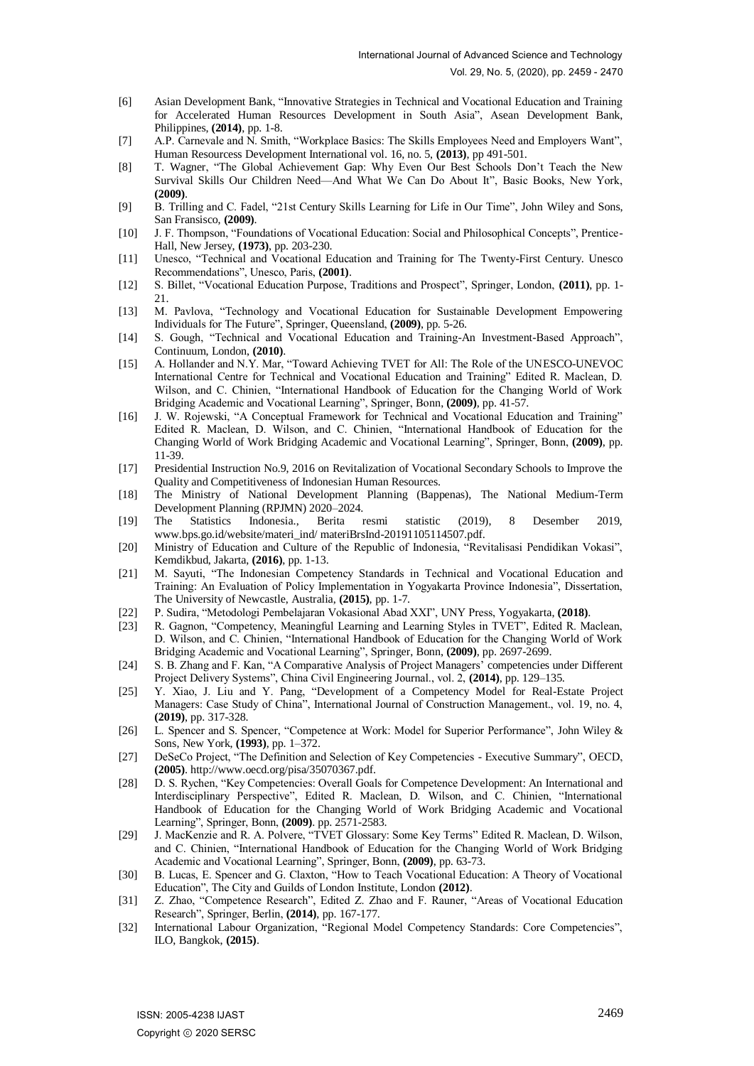[6] Asian Development Bank, "Innovative Strategies in Technical and Vocational Education and Training for Accelerated Human Resources Development in South Asia", Asean Development Bank, Philippines, **(2014)**, pp. 1-8.

[7] A.P. Carnevale and N. Smith, "Workplace Basics: The Skills Employees Need and Employers Want", Human Resourcess Development International vol. 16, no. 5, **(2013)**, pp 491-501.

[8] T. Wagner, "The Global Achievement Gap: Why Even Our Best Schools Don't Teach the New Survival Skills Our Children Need—And What We Can Do About It", Basic Books, New York, **(2009)**.

[9] B. Trilling and C. Fadel, "21st Century Skills Learning for Life in Our Time", John Wiley and Sons, San Fransisco, **(2009)**.

[10] J. F. Thompson, "Foundations of Vocational Education: Social and Philosophical Concepts", Prentice-Hall, New Jersey, **(1973)**, pp. 203-230.

[11] Unesco, "Technical and Vocational Education and Training for The Twenty-First Century. Unesco Recommendations", Unesco, Paris, **(2001)**.

[12] S. Billet, "Vocational Education Purpose, Traditions and Prospect", Springer, London, **(2011)**, pp. 1-21.

[13] M. Pavlova, "Technology and Vocational Education for Sustainable Development Empowering Individuals for The Future", Springer, Queensland, **(2009)**, pp. 5-26.

[14] S. Gough, "Technical and Vocational Education and Training-An Investment-Based Approach", Continuum, London, **(2010)**.

[15] A. Hollander and N.Y. Mar, "Toward Achieving TVET for All: The Role of the UNESCO-UNEVOC International Centre for Technical and Vocational Education and Training" Edited R. Maclean, D. Wilson, and C. Chinien, "International Handbook of Education for the Changing World of Work Bridging Academic and Vocational Learning", Springer, Bonn, **(2009)**, pp. 41-57.

[16] J. W. Rojewski, "A Conceptual Framework for Technical and Vocational Education and Training" Edited R. Maclean, D. Wilson, and C. Chinien, "International Handbook of Education for the Changing World of Work Bridging Academic and Vocational Learning", Springer, Bonn, **(2009)**, pp. 11-39.

[17] Presidential Instruction No.9, 2016 on Revitalization of Vocational Secondary Schools to Improve the Quality and Competitiveness of Indonesian Human Resources.

[18] The Ministry of National Development Planning (Bappenas), The National Medium-Term Development Planning (RPJMN) 2020–2024.

[19] The Statistics Indonesia., Berita resmi statistic (2019), 8 Desember 2019, www.bps.go.id/website/materi_ind/ materiBrsInd-20191105114507.pdf.

[20] Ministry of Education and Culture of the Republic of Indonesia, "Revitalisasi Pendidikan Vokasi", Kemdikbud, Jakarta, **(2016)**, pp. 1-13.

[21] M. Sayuti, "The Indonesian Competency Standards in Technical and Vocational Education and Training: An Evaluation of Policy Implementation in Yogyakarta Province Indonesia", Dissertation, The University of Newcastle, Australia, **(2015)**, pp. 1-7.

[22] P. Sudira, "Metodologi Pembelajaran Vokasional Abad XXI", UNY Press, Yogyakarta, **(2018)**.

[23] R. Gagnon, "Competency, Meaningful Learning and Learning Styles in TVET", Edited R. Maclean, D. Wilson, and C. Chinien, "International Handbook of Education for the Changing World of Work Bridging Academic and Vocational Learning", Springer, Bonn, **(2009)**, pp. 2697-2699.

[24] S. B. Zhang and F. Kan, "A Comparative Analysis of Project Managers' competencies under Different Project Delivery Systems", China Civil Engineering Journal., vol. 2, **(2014)**, pp. 129–135.

[25] Y. Xiao, J. Liu and Y. Pang, "Development of a Competency Model for Real-Estate Project Managers: Case Study of China", International Journal of Construction Management., vol. 19, no. 4, **(2019)**, pp. 317-328.

[26] L. Spencer and S. Spencer, "Competence at Work: Model for Superior Performance", John Wiley & Sons, New York, **(1993)**, pp. 1–372.

[27] DeSeCo Project, "The Definition and Selection of Key Competencies - Executive Summary", OECD, **(2005)**. http://www.oecd.org/pisa/35070367.pdf.

[28] D. S. Rychen, "Key Competencies: Overall Goals for Competence Development: An International and Interdisciplinary Perspective", Edited R. Maclean, D. Wilson, and C. Chinien, "International Handbook of Education for the Changing World of Work Bridging Academic and Vocational Learning", Springer, Bonn, **(2009)**. pp. 2571-2583.

[29] J. MacKenzie and R. A. Polvere, "TVET Glossary: Some Key Terms" Edited R. Maclean, D. Wilson, and C. Chinien, "International Handbook of Education for the Changing World of Work Bridging Academic and Vocational Learning", Springer, Bonn, **(2009)**, pp. 63-73.

[30] B. Lucas, E. Spencer and G. Claxton, "How to Teach Vocational Education: A Theory of Vocational Education", The City and Guilds of London Institute, London **(2012)**.

[31] Z. Zhao, "Competence Research", Edited Z. Zhao and F. Rauner, "Areas of Vocational Education Research", Springer, Berlin, **(2014)**, pp. 167-177.

[32] International Labour Organization, "Regional Model Competency Standards: Core Competencies", ILO, Bangkok, **(2015)**.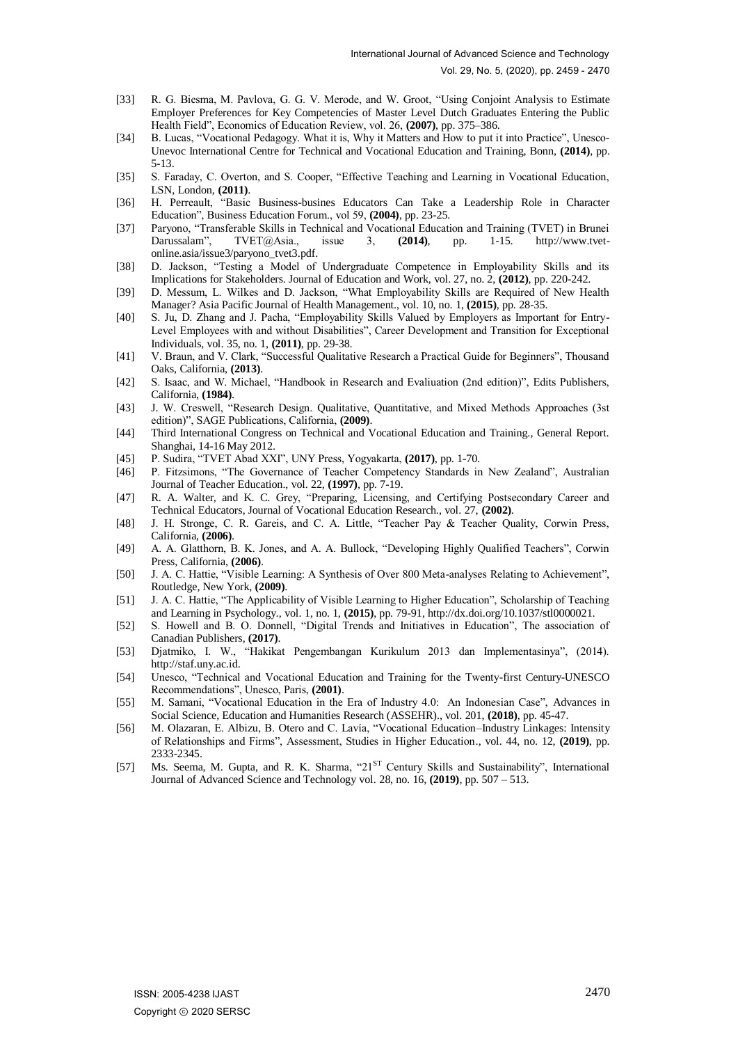[33] R. G. Biesma, M. Pavlova, G. G. V. Merode, and W. Groot, "Using Conjoint Analysis to Estimate Employer Preferences for Key Competencies of Master Level Dutch Graduates Entering the Public Health Field", Economics of Education Review, vol. 26, **(2007)**, pp. 375–386.

[34] B. Lucas, "Vocational Pedagogy. What it is, Why it Matters and How to put it into Practice", Unesco-Unevoc International Centre for Technical and Vocational Education and Training, Bonn, **(2014)**, pp. 5-13.

[35] S. Faraday, C. Overton, and S. Cooper, "Effective Teaching and Learning in Vocational Education, LSN, London, **(2011)**.

[36] H. Perreault, "Basic Business-busines Educators Can Take a Leadership Role in Character Education", Business Education Forum., vol 59, **(2004)**, pp. 23-25.

[37] Paryono, "Transferable Skills in Technical and Vocational Education and Training (TVET) in Brunei Darussalam", TVET@Asia., issue 3, **(2014)**, pp. 1-15. http://www.tvet-online.asia/issue3/paryono_tvet3.pdf.

[38] D. Jackson, "Testing a Model of Undergraduate Competence in Employability Skills and its Implications for Stakeholders. Journal of Education and Work, vol. 27, no. 2, **(2012)**, pp. 220-242.

[39] D. Messum, L. Wilkes and D. Jackson, "What Employability Skills are Required of New Health Manager? Asia Pacific Journal of Health Management., vol. 10, no. 1, **(2015)**, pp. 28-35.

[40] S. Ju, D. Zhang and J. Pacha, "Employability Skills Valued by Employers as Important for Entry-Level Employees with and without Disabilities", Career Development and Transition for Exceptional Individuals, vol. 35, no. 1, **(2011)**, pp. 29-38.

[41] V. Braun, and V. Clark, "Successful Qualitative Research a Practical Guide for Beginners", Thousand Oaks, California, **(2013)**.

[42] S. Isaac, and W. Michael, "Handbook in Research and Evaliuation (2nd edition)", Edits Publishers, California, **(1984)**.

[43] J. W. Creswell, "Research Design. Qualitative, Quantitative, and Mixed Methods Approaches (3st edition)", SAGE Publications, California, **(2009)**.

[44] Third International Congress on Technical and Vocational Education and Training., General Report. Shanghai, 14-16 May 2012.

[45] P. Sudira, "TVET Abad XXI", UNY Press, Yogyakarta, **(2017)**, pp. 1-70.

[46] P. Fitzsimons, "The Governance of Teacher Competency Standards in New Zealand", Australian Journal of Teacher Education., vol. 22, **(1997)**, pp. 7-19.

[47] R. A. Walter, and K. C. Grey, "Preparing, Licensing, and Certifying Postsecondary Career and Technical Educators, Journal of Vocational Education Research., vol. 27, **(2002)**.

[48] J. H. Stronge, C. R. Gareis, and C. A. Little, "Teacher Pay & Teacher Quality, Corwin Press, California, **(2006)**.

[49] A. A. Glatthorn, B. K. Jones, and A. A. Bullock, "Developing Highly Qualified Teachers", Corwin Press, California, **(2006)**.

[50] J. A. C. Hattie, "Visible Learning: A Synthesis of Over 800 Meta-analyses Relating to Achievement", Routledge, New York, **(2009)**.

[51] J. A. C. Hattie, "The Applicability of Visible Learning to Higher Education", Scholarship of Teaching and Learning in Psychology., vol. 1, no. 1, **(2015)**, pp. 79-91, http://dx.doi.org/10.1037/stl0000021.

[52] S. Howell and B. O. Donnell, "Digital Trends and Initiatives in Education", The association of Canadian Publishers, **(2017)**.

[53] Djatmiko, I. W., "Hakikat Pengembangan Kurikulum 2013 dan Implementasinya", (2014). http://staf.uny.ac.id.

[54] Unesco, "Technical and Vocational Education and Training for the Twenty-first Century-UNESCO Recommendations", Unesco, Paris, **(2001)**.

[55] M. Samani, "Vocational Education in the Era of Industry 4.0: An Indonesian Case", Advances in Social Science, Education and Humanities Research (ASSEHR)., vol. 201, **(2018)**, pp. 45-47.

[56] M. Olazaran, E. Albizu, B. Otero and C. Lavía, "Vocational Education–Industry Linkages: Intensity of Relationships and Firms", Assessment, Studies in Higher Education., vol. 44, no. 12, **(2019)**, pp. 2333-2345.

[57] Ms. Seema, M. Gupta, and R. K. Sharma, "21$^{ST}$ Century Skills and Sustainability", International Journal of Advanced Science and Technology vol. 28, no. 16, **(2019)**, pp. 507 – 513.